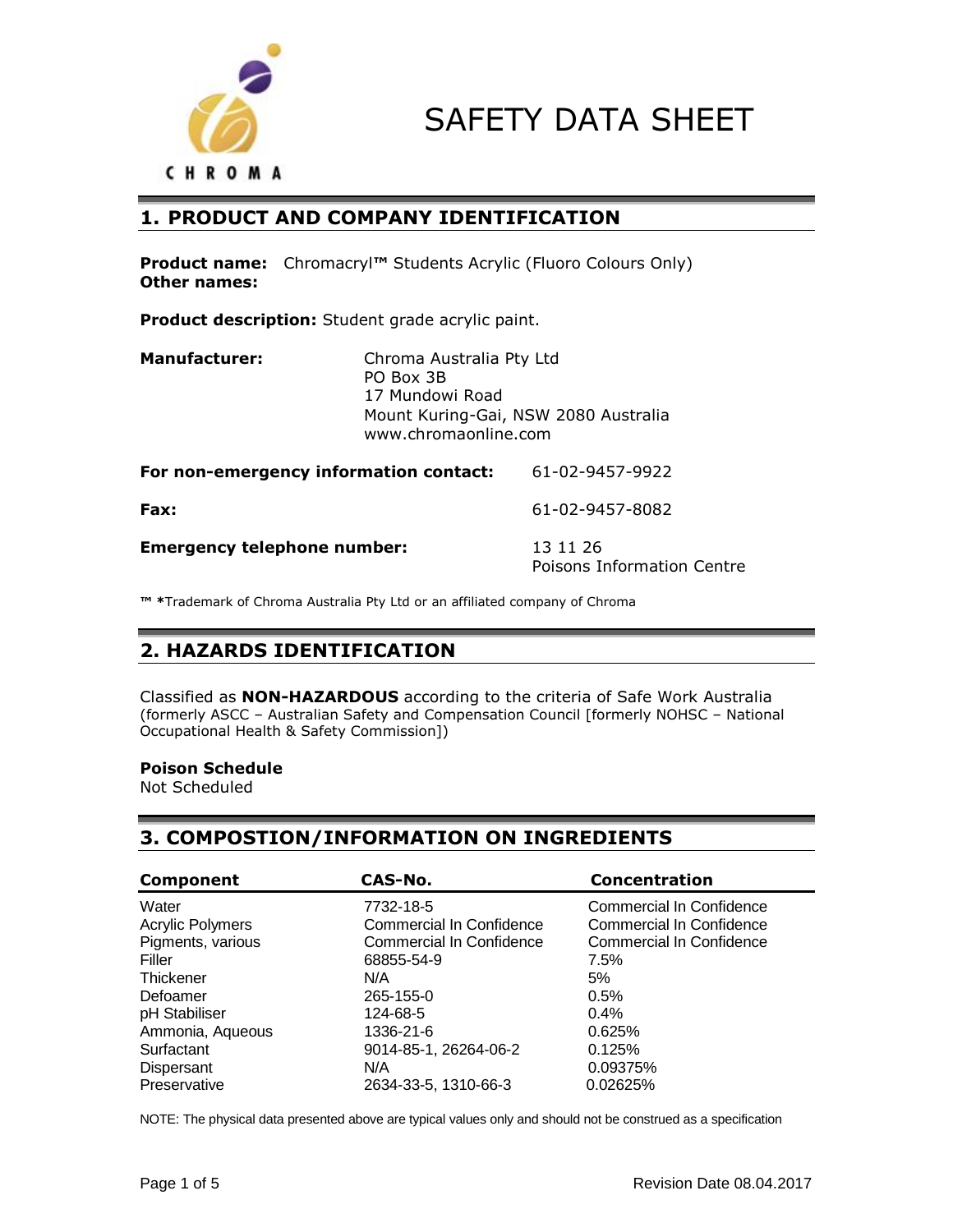CHROMA

# SAFETY DATA SHEET

## 1. PRODUCT AND COMPANY IDENTIFICATION

**Product name:** Chromacryl™ Students Acrylic (Fluoro Colours Only)
**Other names:**

**Product description:** Student grade acrylic paint.

**Manufacturer:** Chroma Australia Pty Ltd
PO Box 3B
17 Mundowi Road
Mount Kuring-Gai, NSW 2080 Australia
www.chromaonline.com

**For non-emergency information contact:** 61-02-9457-9922

**Fax:** 61-02-9457-8082

**Emergency telephone number:** 13 11 26
Poisons Information Centre

**™ ***Trademark of Chroma Australia Pty Ltd or an affiliated company of Chroma

## 2. HAZARDS IDENTIFICATION

Classified as **NON-HAZARDOUS** according to the criteria of Safe Work Australia (formerly ASCC – Australian Safety and Compensation Council [formerly NOHSC – National Occupational Health & Safety Commission])

**Poison Schedule**
Not Scheduled

## 3. COMPOSTION/INFORMATION ON INGREDIENTS

| Component | CAS-No. | Concentration |
|---|---|---|
| Water | 7732-18-5 | Commercial In Confidence |
| Acrylic Polymers | Commercial In Confidence | Commercial In Confidence |
| Pigments, various | Commercial In Confidence | Commercial In Confidence |
| Filler | 68855-54-9 | 7.5% |
| Thickener | N/A | 5% |
| Defoamer | 265-155-0 | 0.5% |
| pH Stabiliser | 124-68-5 | 0.4% |
| Ammonia, Aqueous | 1336-21-6 | 0.625% |
| Surfactant | 9014-85-1, 26264-06-2 | 0.125% |
| Dispersant | N/A | 0.09375% |
| Preservative | 2634-33-5, 1310-66-3 | 0.02625% |

NOTE: The physical data presented above are typical values only and should not be construed as a specification

Revision Date 08.04.2017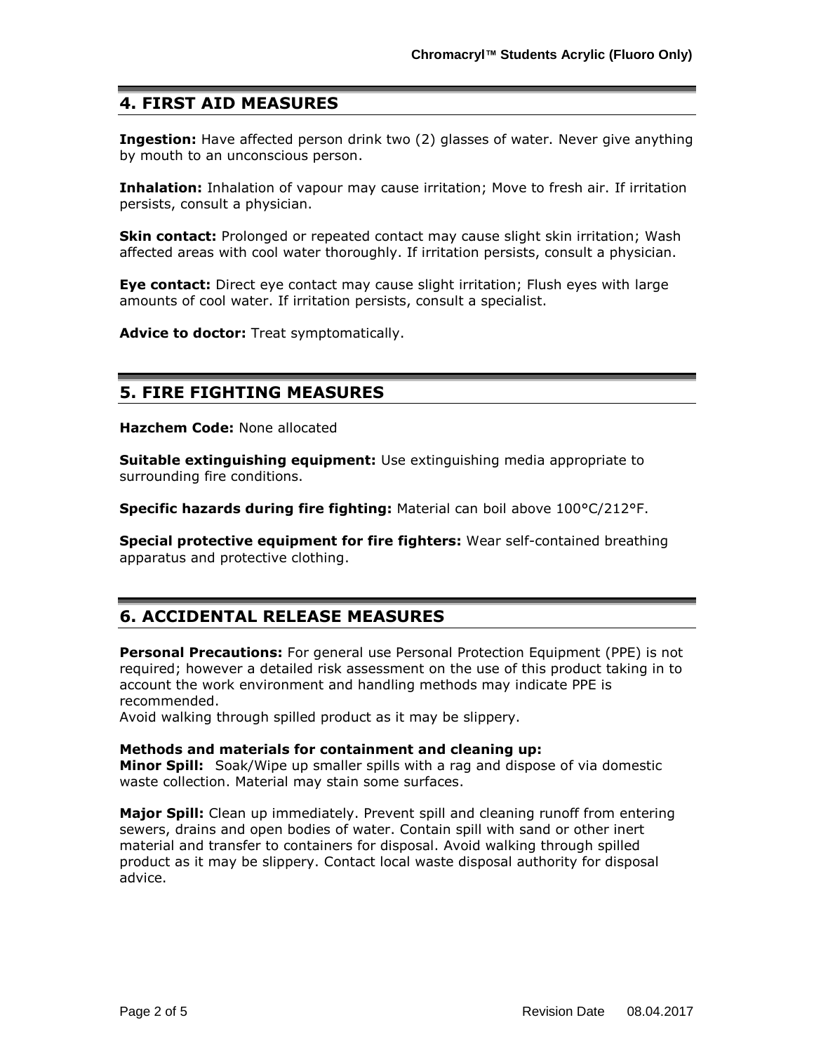## 4. FIRST AID MEASURES

**Ingestion:** Have affected person drink two (2) glasses of water. Never give anything by mouth to an unconscious person.

**Inhalation:** Inhalation of vapour may cause irritation; Move to fresh air. If irritation persists, consult a physician.

**Skin contact:** Prolonged or repeated contact may cause slight skin irritation; Wash affected areas with cool water thoroughly. If irritation persists, consult a physician.

**Eye contact:** Direct eye contact may cause slight irritation; Flush eyes with large amounts of cool water. If irritation persists, consult a specialist.

**Advice to doctor:** Treat symptomatically.

## 5. FIRE FIGHTING MEASURES

**Hazchem Code:** None allocated

**Suitable extinguishing equipment:** Use extinguishing media appropriate to surrounding fire conditions.

**Specific hazards during fire fighting:** Material can boil above 100°C/212°F.

**Special protective equipment for fire fighters:** Wear self-contained breathing apparatus and protective clothing.

## 6. ACCIDENTAL RELEASE MEASURES

**Personal Precautions:** For general use Personal Protection Equipment (PPE) is not required; however a detailed risk assessment on the use of this product taking in to account the work environment and handling methods may indicate PPE is recommended.
Avoid walking through spilled product as it may be slippery.

**Methods and materials for containment and cleaning up:**
**Minor Spill:** Soak/Wipe up smaller spills with a rag and dispose of via domestic waste collection. Material may stain some surfaces.

**Major Spill:** Clean up immediately. Prevent spill and cleaning runoff from entering sewers, drains and open bodies of water. Contain spill with sand or other inert material and transfer to containers for disposal. Avoid walking through spilled product as it may be slippery. Contact local waste disposal authority for disposal advice.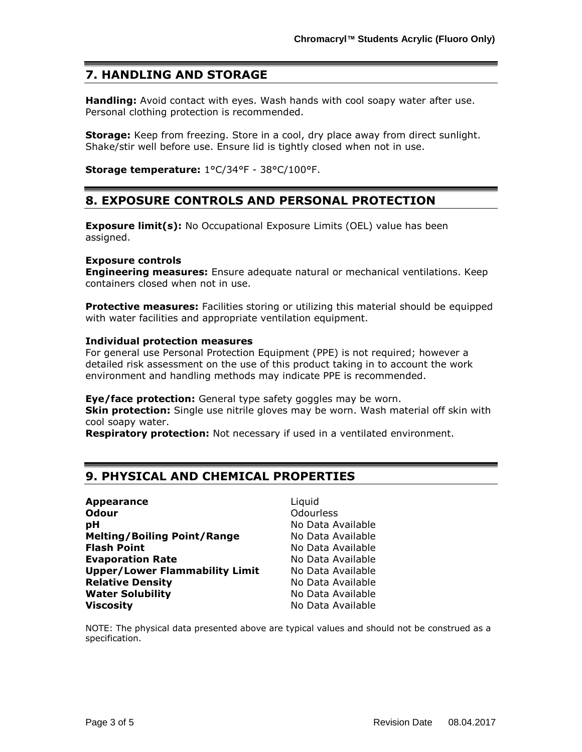## 7. HANDLING AND STORAGE

**Handling:** Avoid contact with eyes. Wash hands with cool soapy water after use. Personal clothing protection is recommended.

**Storage:** Keep from freezing. Store in a cool, dry place away from direct sunlight. Shake/stir well before use. Ensure lid is tightly closed when not in use.

**Storage temperature:** 1°C/34°F - 38°C/100°F.

## 8. EXPOSURE CONTROLS AND PERSONAL PROTECTION

**Exposure limit(s):** No Occupational Exposure Limits (OEL) value has been assigned.

**Exposure controls**
**Engineering measures:** Ensure adequate natural or mechanical ventilations. Keep containers closed when not in use.

**Protective measures:** Facilities storing or utilizing this material should be equipped with water facilities and appropriate ventilation equipment.

**Individual protection measures**
For general use Personal Protection Equipment (PPE) is not required; however a detailed risk assessment on the use of this product taking in to account the work environment and handling methods may indicate PPE is recommended.

**Eye/face protection:** General type safety goggles may be worn.
**Skin protection:** Single use nitrile gloves may be worn. Wash material off skin with cool soapy water.
**Respiratory protection:** Not necessary if used in a ventilated environment.

## 9. PHYSICAL AND CHEMICAL PROPERTIES

| | |
|---|---|
| **Appearance** | Liquid |
| **Odour** | Odourless |
| **pH** | No Data Available |
| **Melting/Boiling Point/Range** | No Data Available |
| **Flash Point** | No Data Available |
| **Evaporation Rate** | No Data Available |
| **Upper/Lower Flammability Limit** | No Data Available |
| **Relative Density** | No Data Available |
| **Water Solubility** | No Data Available |
| **Viscosity** | No Data Available |

NOTE: The physical data presented above are typical values and should not be construed as a specification.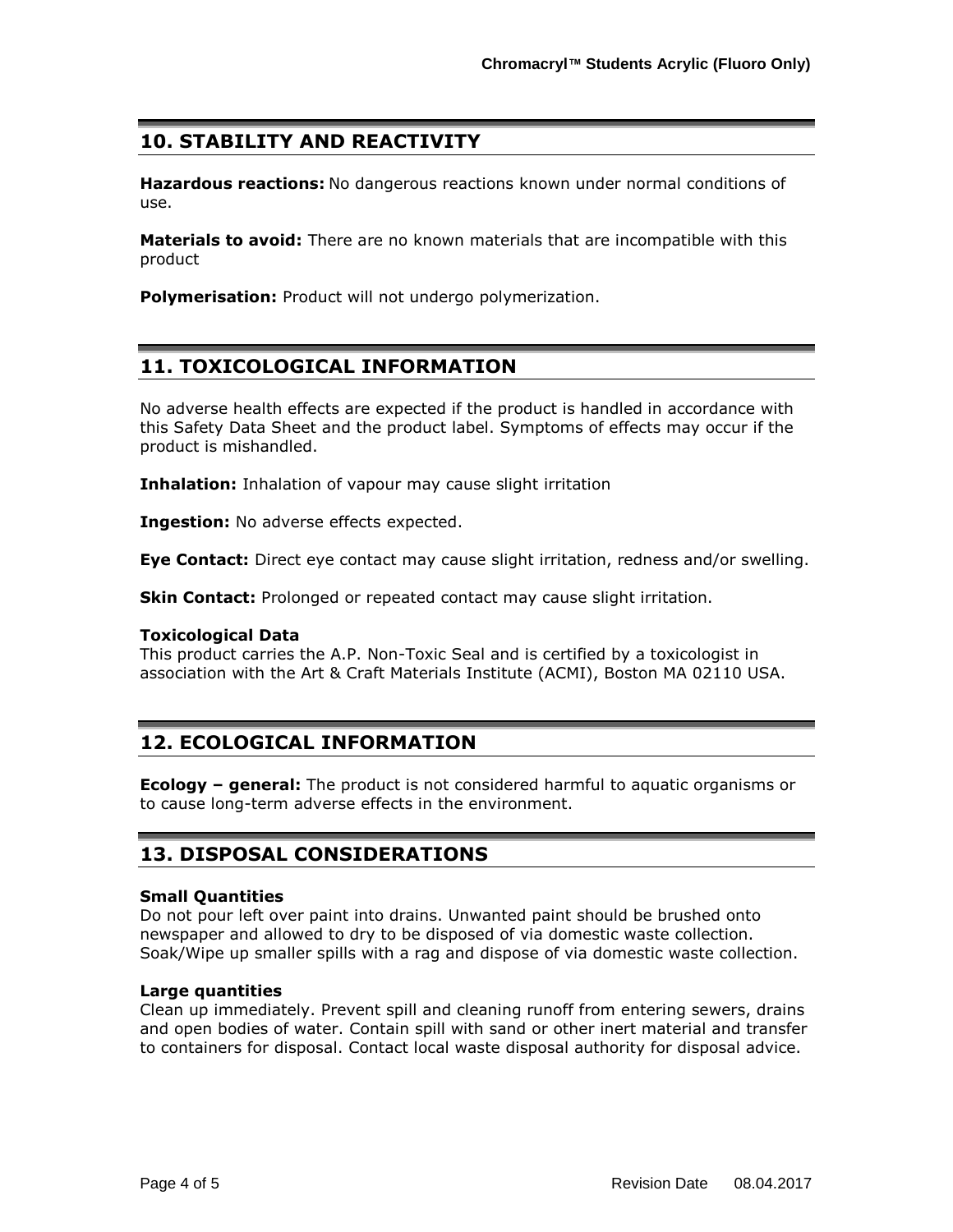## 10. STABILITY AND REACTIVITY

**Hazardous reactions:** No dangerous reactions known under normal conditions of use.

**Materials to avoid:** There are no known materials that are incompatible with this product

**Polymerisation:** Product will not undergo polymerization.

## 11. TOXICOLOGICAL INFORMATION

No adverse health effects are expected if the product is handled in accordance with this Safety Data Sheet and the product label. Symptoms of effects may occur if the product is mishandled.

**Inhalation:** Inhalation of vapour may cause slight irritation

**Ingestion:** No adverse effects expected.

**Eye Contact:** Direct eye contact may cause slight irritation, redness and/or swelling.

**Skin Contact:** Prolonged or repeated contact may cause slight irritation.

**Toxicological Data**
This product carries the A.P. Non-Toxic Seal and is certified by a toxicologist in association with the Art & Craft Materials Institute (ACMI), Boston MA 02110 USA.

## 12. ECOLOGICAL INFORMATION

**Ecology – general:** The product is not considered harmful to aquatic organisms or to cause long-term adverse effects in the environment.

## 13. DISPOSAL CONSIDERATIONS

**Small Quantities**
Do not pour left over paint into drains. Unwanted paint should be brushed onto newspaper and allowed to dry to be disposed of via domestic waste collection. Soak/Wipe up smaller spills with a rag and dispose of via domestic waste collection.

**Large quantities**
Clean up immediately. Prevent spill and cleaning runoff from entering sewers, drains and open bodies of water. Contain spill with sand or other inert material and transfer to containers for disposal. Contact local waste disposal authority for disposal advice.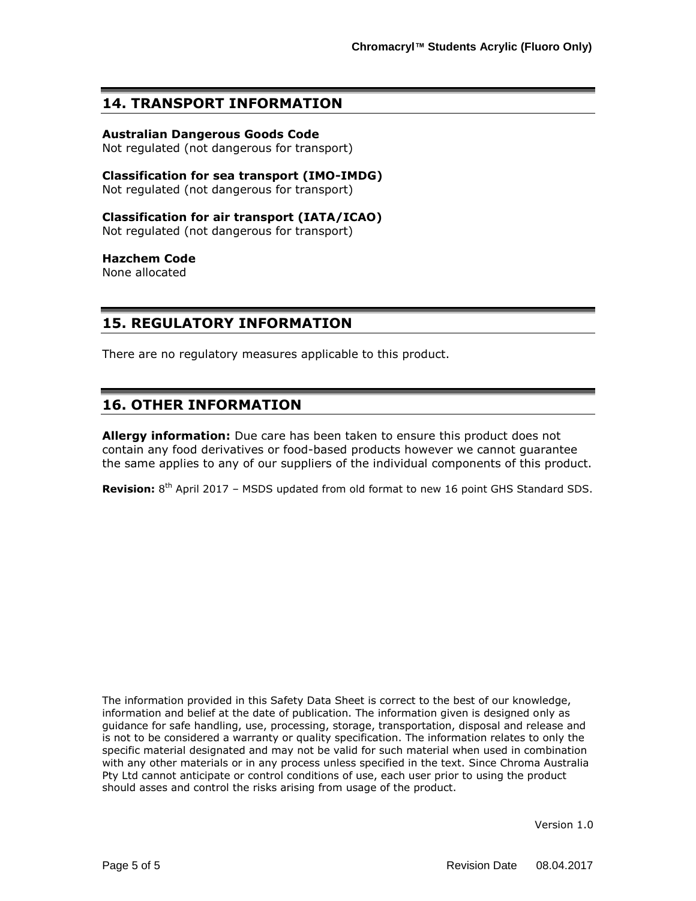## 14. TRANSPORT INFORMATION

**Australian Dangerous Goods Code**
Not regulated (not dangerous for transport)

**Classification for sea transport (IMO-IMDG)**
Not regulated (not dangerous for transport)

**Classification for air transport (IATA/ICAO)**
Not regulated (not dangerous for transport)

**Hazchem Code**
None allocated

## 15. REGULATORY INFORMATION

There are no regulatory measures applicable to this product.

## 16. OTHER INFORMATION

**Allergy information:** Due care has been taken to ensure this product does not contain any food derivatives or food-based products however we cannot guarantee the same applies to any of our suppliers of the individual components of this product.

**Revision:** 8th April 2017 – MSDS updated from old format to new 16 point GHS Standard SDS.

The information provided in this Safety Data Sheet is correct to the best of our knowledge, information and belief at the date of publication. The information given is designed only as guidance for safe handling, use, processing, storage, transportation, disposal and release and is not to be considered a warranty or quality specification. The information relates to only the specific material designated and may not be valid for such material when used in combination with any other materials or in any process unless specified in the text. Since Chroma Australia Pty Ltd cannot anticipate or control conditions of use, each user prior to using the product should asses and control the risks arising from usage of the product.

Version 1.0

Revision Date 08.04.2017